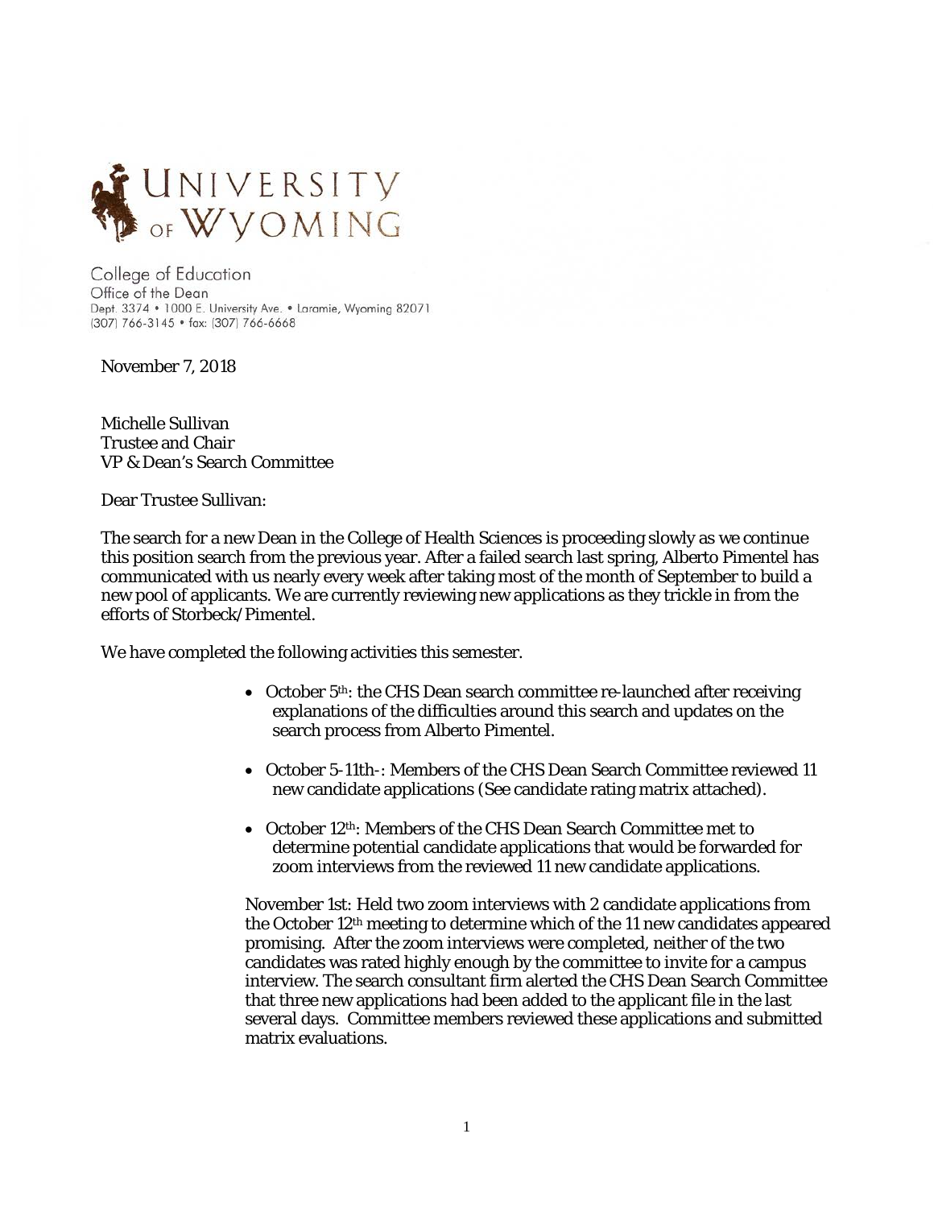UNIVERSITY OF WYOMING

College of Education
Office of the Dean
Dept. 3374 • 1000 E. University Ave. • Laramie, Wyoming 82071
(307) 766-3145 • fax: (307) 766-6668

November 7, 2018

Michelle Sullivan
Trustee and Chair
VP & Dean's Search Committee

Dear Trustee Sullivan:

The search for a new Dean in the College of Health Sciences is proceeding slowly as we continue this position search from the previous year. After a failed search last spring, Alberto Pimentel has communicated with us nearly every week after taking most of the month of September to build a new pool of applicants. We are currently reviewing new applications as they trickle in from the efforts of Storbeck/Pimentel.

We have completed the following activities this semester.

- October 5th: the CHS Dean search committee re-launched after receiving explanations of the difficulties around this search and updates on the search process from Alberto Pimentel.
- October 5-11th-: Members of the CHS Dean Search Committee reviewed 11 new candidate applications (See candidate rating matrix attached).
- October 12th: Members of the CHS Dean Search Committee met to determine potential candidate applications that would be forwarded for zoom interviews from the reviewed 11 new candidate applications.

November 1st: Held two zoom interviews with 2 candidate applications from the October 12th meeting to determine which of the 11 new candidates appeared promising. After the zoom interviews were completed, neither of the two candidates was rated highly enough by the committee to invite for a campus interview. The search consultant firm alerted the CHS Dean Search Committee that three new applications had been added to the applicant file in the last several days. Committee members reviewed these applications and submitted matrix evaluations.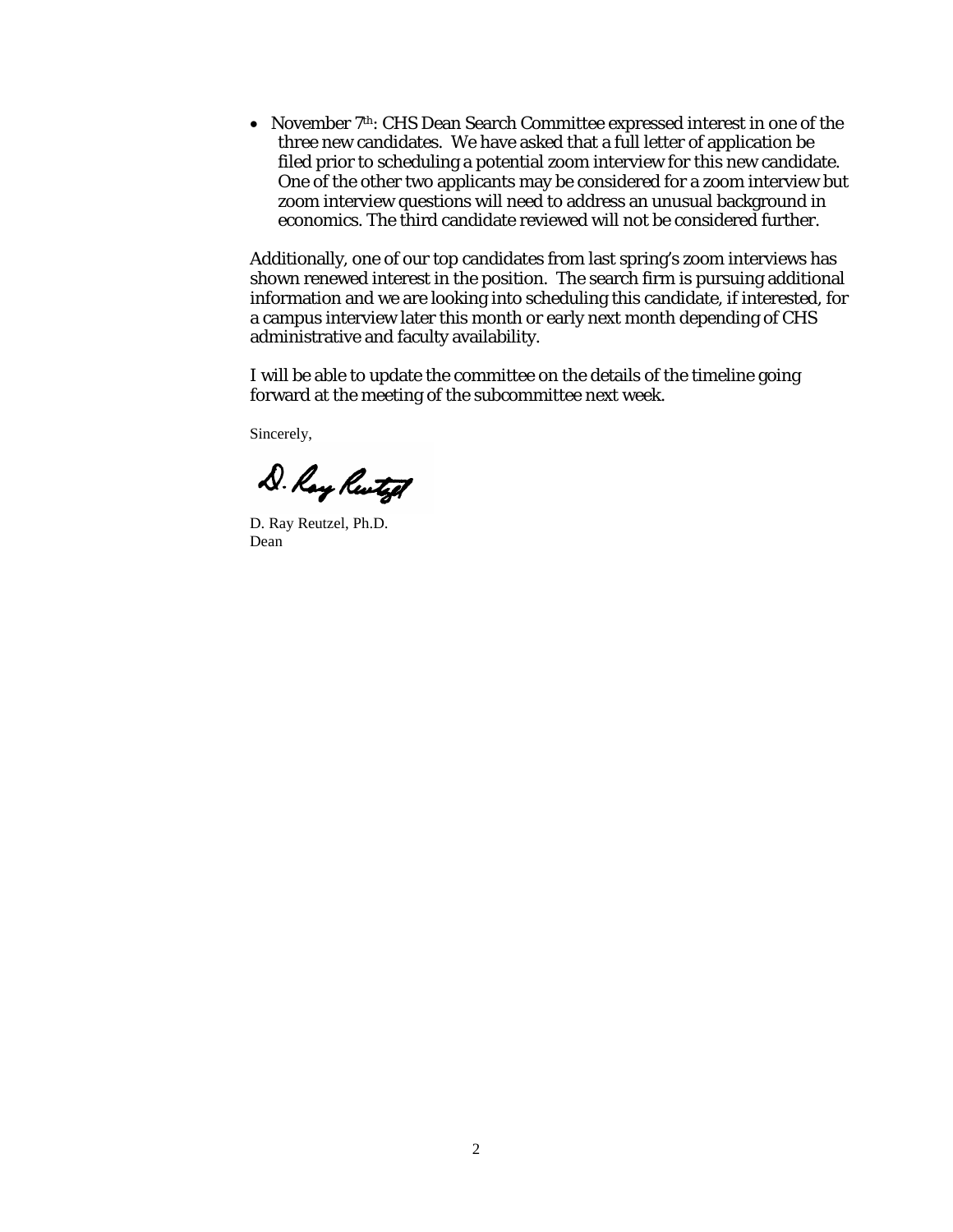- November 7th: CHS Dean Search Committee expressed interest in one of the three new candidates. We have asked that a full letter of application be filed prior to scheduling a potential zoom interview for this new candidate. One of the other two applicants may be considered for a zoom interview but zoom interview questions will need to address an unusual background in economics. The third candidate reviewed will not be considered further.

Additionally, one of our top candidates from last spring's zoom interviews has shown renewed interest in the position. The search firm is pursuing additional information and we are looking into scheduling this candidate, if interested, for a campus interview later this month or early next month depending of CHS administrative and faculty availability.

I will be able to update the committee on the details of the timeline going forward at the meeting of the subcommittee next week.

Sincerely,

D. Ray Reutzel

D. Ray Reutzel, Ph.D.
Dean